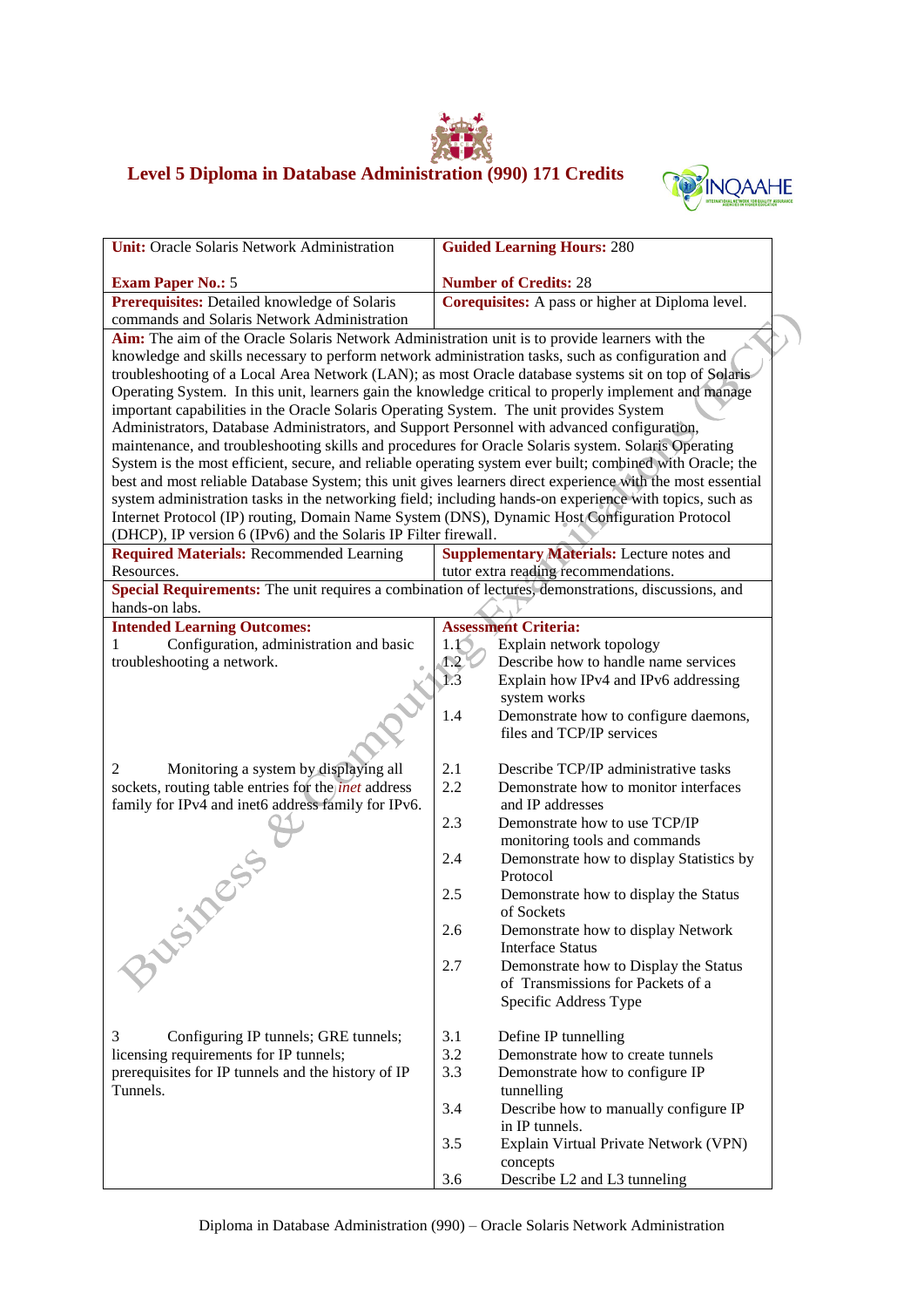# Level 5 Diploma in Database Administration (990) 171 Credits

| **Unit:** Oracle Solaris Network Administration<br><br>**Exam Paper No.:** 5 | **Guided Learning Hours:** 280<br><br>**Number of Credits:** 28 |
|---|---|
| **Prerequisites:** Detailed knowledge of Solaris commands and Solaris Network Administration | **Corequisites:** A pass or higher at Diploma level. |
| **Aim:** The aim of the Oracle Solaris Network Administration unit is to provide learners with the knowledge and skills necessary to perform network administration tasks, such as configuration and troubleshooting of a Local Area Network (LAN); as most Oracle database systems sit on top of Solaris Operating System. In this unit, learners gain the knowledge critical to properly implement and manage important capabilities in the Oracle Solaris Operating System. The unit provides System Administrators, Database Administrators, and Support Personnel with advanced configuration, maintenance, and troubleshooting skills and procedures for Oracle Solaris system. Solaris Operating System is the most efficient, secure, and reliable operating system ever built; combined with Oracle; the best and most reliable Database System; this unit gives learners direct experience with the most essential system administration tasks in the networking field; including hands-on experience with topics, such as Internet Protocol (IP) routing, Domain Name System (DNS), Dynamic Host Configuration Protocol (DHCP), IP version 6 (IPv6) and the Solaris IP Filter firewall. | |
| **Required Materials:** Recommended Learning Resources. | **Supplementary Materials:** Lecture notes and tutor extra reading recommendations. |
| **Special Requirements:** The unit requires a combination of lectures, demonstrations, discussions, and hands-on labs. | |
| **Intended Learning Outcomes:** | **Assessment Criteria:** |
| 1 Configuration, administration and basic troubleshooting a network. | 1.1 Explain network topology<br>1.2 Describe how to handle name services<br>1.3 Explain how IPv4 and IPv6 addressing system works<br>1.4 Demonstrate how to configure daemons, files and TCP/IP services |
| 2 Monitoring a system by displaying all sockets, routing table entries for the *inet* address family for IPv4 and inet6 address family for IPv6. | 2.1 Describe TCP/IP administrative tasks<br>2.2 Demonstrate how to monitor interfaces and IP addresses<br>2.3 Demonstrate how to use TCP/IP monitoring tools and commands<br>2.4 Demonstrate how to display Statistics by Protocol<br>2.5 Demonstrate how to display the Status of Sockets<br>2.6 Demonstrate how to display Network Interface Status<br>2.7 Demonstrate how to Display the Status of Transmissions for Packets of a Specific Address Type |
| 3 Configuring IP tunnels; GRE tunnels; licensing requirements for IP tunnels; prerequisites for IP tunnels and the history of IP Tunnels. | 3.1 Define IP tunnelling<br>3.2 Demonstrate how to create tunnels<br>3.3 Demonstrate how to configure IP tunnelling<br>3.4 Describe how to manually configure IP in IP tunnels.<br>3.5 Explain Virtual Private Network (VPN) concepts<br>3.6 Describe L2 and L3 tunneling |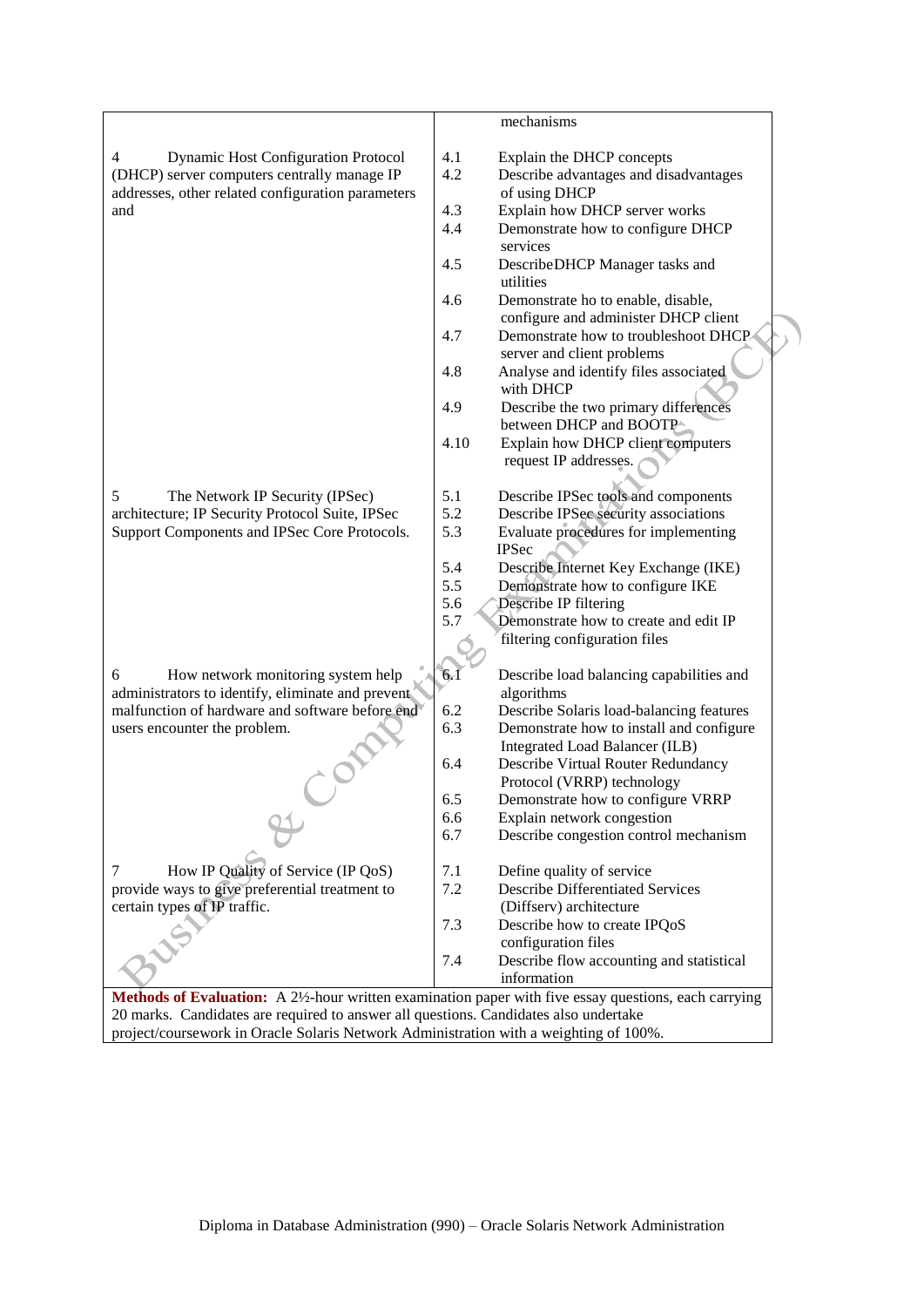| | |
|---|---|
| | mechanisms |
| 4 Dynamic Host Configuration Protocol (DHCP) server computers centrally manage IP addresses, other related configuration parameters and | 4.1 Explain the DHCP concepts<br>4.2 Describe advantages and disadvantages of using DHCP<br>4.3 Explain how DHCP server works<br>4.4 Demonstrate how to configure DHCP services<br>4.5 DescribeDHCP Manager tasks and utilities<br>4.6 Demonstrate ho to enable, disable, configure and administer DHCP client<br>4.7 Demonstrate how to troubleshoot DHCP server and client problems<br>4.8 Analyse and identify files associated with DHCP<br>4.9 Describe the two primary differences between DHCP and BOOTP<br>4.10 Explain how DHCP client computers request IP addresses. |
| 5 The Network IP Security (IPSec) architecture; IP Security Protocol Suite, IPSec Support Components and IPSec Core Protocols. | 5.1 Describe IPSec tools and components<br>5.2 Describe IPSec security associations<br>5.3 Evaluate procedures for implementing IPSec<br>5.4 Describe Internet Key Exchange (IKE)<br>5.5 Demonstrate how to configure IKE<br>5.6 Describe IP filtering<br>5.7 Demonstrate how to create and edit IP filtering configuration files |
| 6 How network monitoring system help administrators to identify, eliminate and prevent malfunction of hardware and software before end users encounter the problem. | 6.1 Describe load balancing capabilities and algorithms<br>6.2 Describe Solaris load-balancing features<br>6.3 Demonstrate how to install and configure Integrated Load Balancer (ILB)<br>6.4 Describe Virtual Router Redundancy Protocol (VRRP) technology<br>6.5 Demonstrate how to configure VRRP<br>6.6 Explain network congestion<br>6.7 Describe congestion control mechanism |
| 7 How IP Quality of Service (IP QoS) provide ways to give preferential treatment to certain types of IP traffic. | 7.1 Define quality of service<br>7.2 Describe Differentiated Services (Diffserv) architecture<br>7.3 Describe how to create IPQoS configuration files<br>7.4 Describe flow accounting and statistical information |

**Methods of Evaluation:** A 2½-hour written examination paper with five essay questions, each carrying 20 marks. Candidates are required to answer all questions. Candidates also undertake project/coursework in Oracle Solaris Network Administration with a weighting of 100%.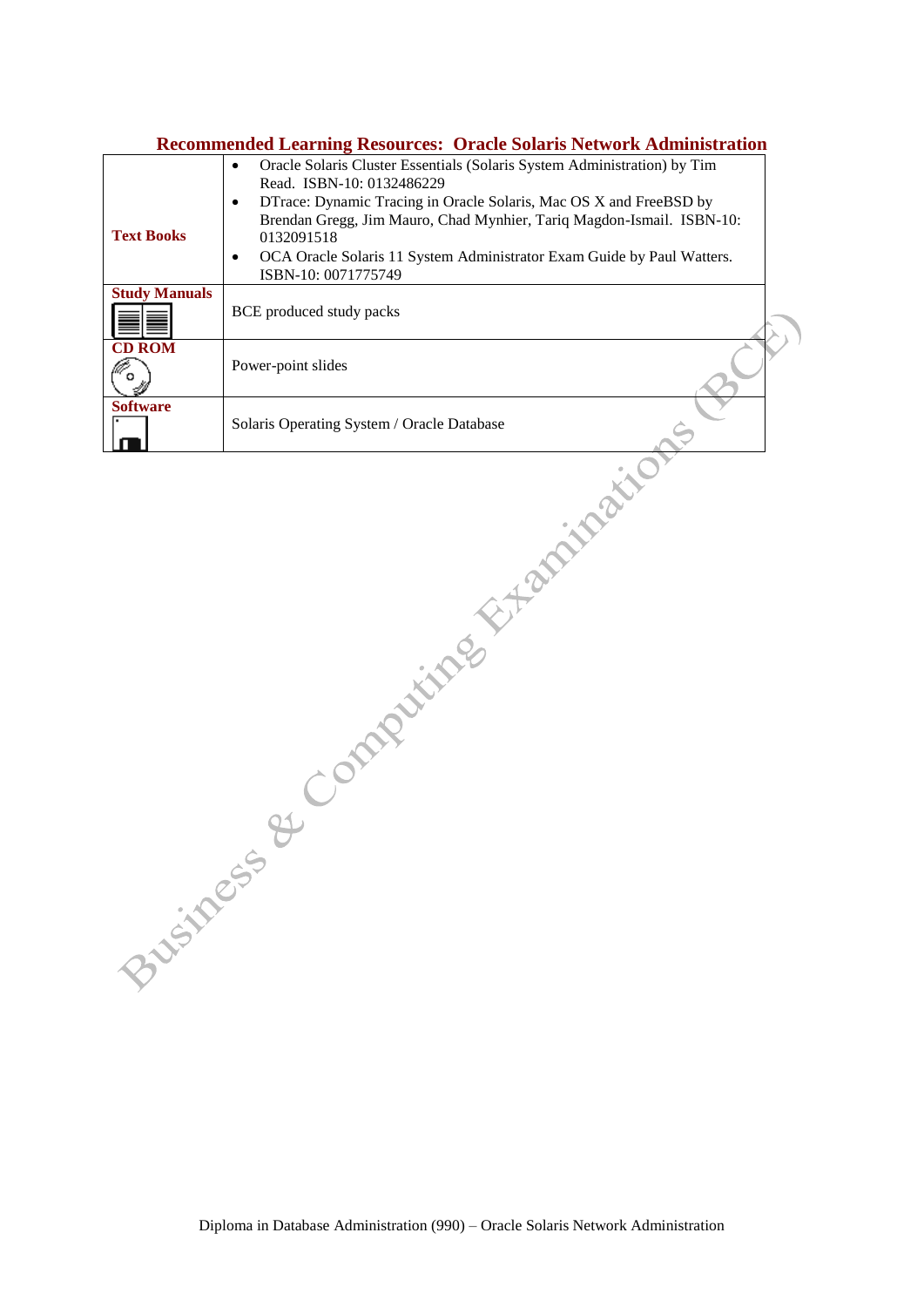## Recommended Learning Resources: Oracle Solaris Network Administration

| | |
|---|---|
| **Text Books** | • Oracle Solaris Cluster Essentials (Solaris System Administration) by Tim Read. ISBN-10: 0132486229<br>• DTrace: Dynamic Tracing in Oracle Solaris, Mac OS X and FreeBSD by Brendan Gregg, Jim Mauro, Chad Mynhier, Tariq Magdon-Ismail. ISBN-10: 0132091518<br>• OCA Oracle Solaris 11 System Administrator Exam Guide by Paul Watters. ISBN-10: 0071775749 |
| **Study Manuals** | BCE produced study packs |
| **CD ROM** | Power-point slides |
| **Software** | Solaris Operating System / Oracle Database |